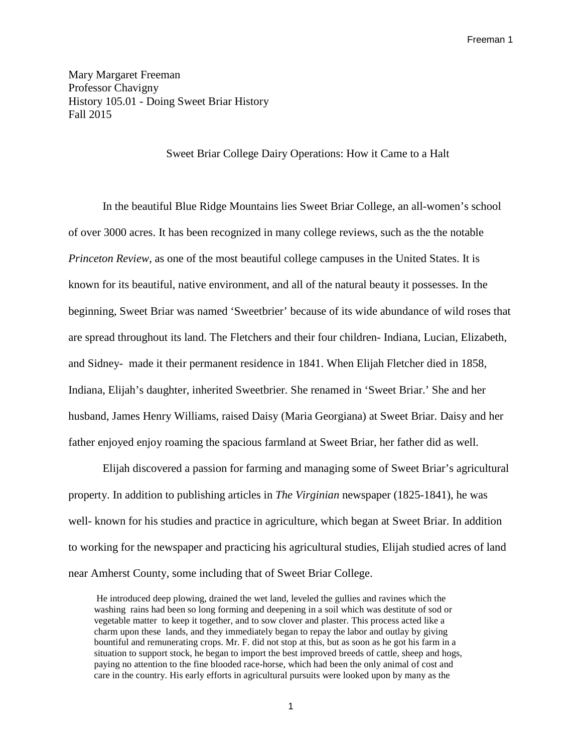Mary Margaret Freeman
Professor Chavigny
History 105.01 - Doing Sweet Briar History
Fall 2015

Sweet Briar College Dairy Operations: How it Came to a Halt

In the beautiful Blue Ridge Mountains lies Sweet Briar College, an all-women's school of over 3000 acres. It has been recognized in many college reviews, such as the the notable *Princeton Review*, as one of the most beautiful college campuses in the United States. It is known for its beautiful, native environment, and all of the natural beauty it possesses. In the beginning, Sweet Briar was named 'Sweetbrier' because of its wide abundance of wild roses that are spread throughout its land. The Fletchers and their four children- Indiana, Lucian, Elizabeth, and Sidney- made it their permanent residence in 1841. When Elijah Fletcher died in 1858, Indiana, Elijah's daughter, inherited Sweetbrier. She renamed in 'Sweet Briar.' She and her husband, James Henry Williams, raised Daisy (Maria Georgiana) at Sweet Briar. Daisy and her father enjoyed enjoy roaming the spacious farmland at Sweet Briar, her father did as well.

Elijah discovered a passion for farming and managing some of Sweet Briar's agricultural property. In addition to publishing articles in *The Virginian* newspaper (1825-1841), he was well- known for his studies and practice in agriculture, which began at Sweet Briar. In addition to working for the newspaper and practicing his agricultural studies, Elijah studied acres of land near Amherst County, some including that of Sweet Briar College.

> He introduced deep plowing, drained the wet land, leveled the gullies and ravines which the washing rains had been so long forming and deepening in a soil which was destitute of sod or vegetable matter to keep it together, and to sow clover and plaster. This process acted like a charm upon these lands, and they immediately began to repay the labor and outlay by giving bountiful and remunerating crops. Mr. F. did not stop at this, but as soon as he got his farm in a situation to support stock, he began to import the best improved breeds of cattle, sheep and hogs, paying no attention to the fine blooded race-horse, which had been the only animal of cost and care in the country. His early efforts in agricultural pursuits were looked upon by many as the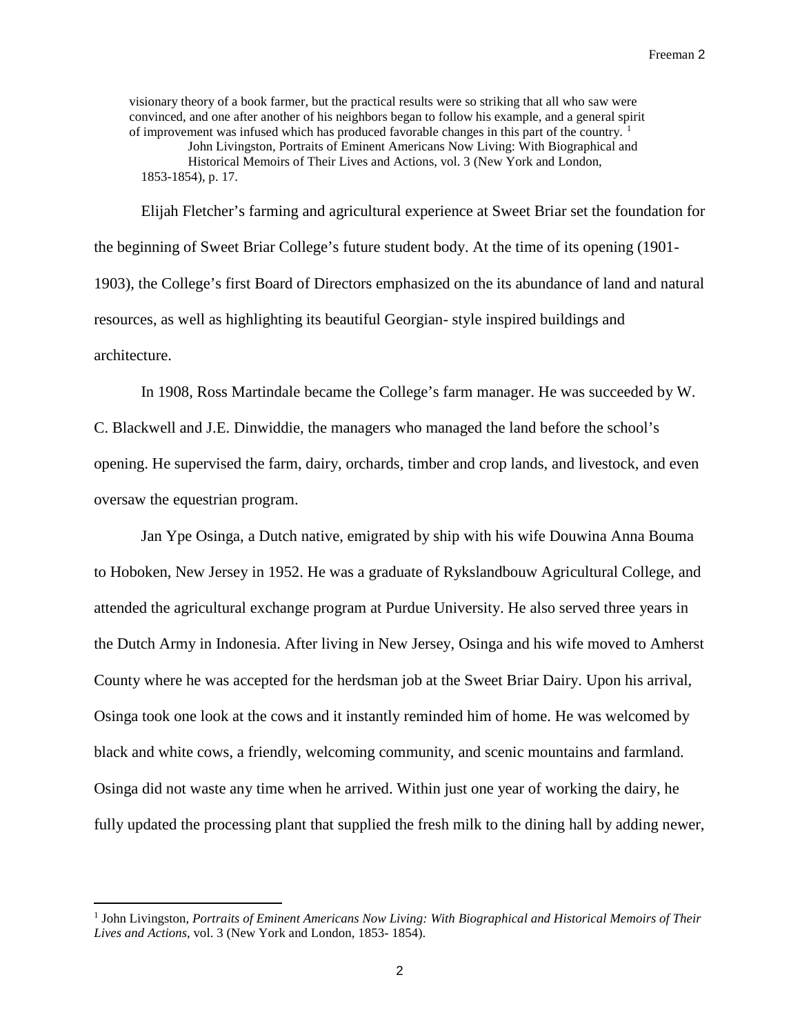> visionary theory of a book farmer, but the practical results were so striking that all who saw were convinced, and one after another of his neighbors began to follow his example, and a general spirit of improvement was infused which has produced favorable changes in this part of the country. [1]
> John Livingston, Portraits of Eminent Americans Now Living: With Biographical and Historical Memoirs of Their Lives and Actions, vol. 3 (New York and London, 1853-1854), p. 17.

Elijah Fletcher's farming and agricultural experience at Sweet Briar set the foundation for the beginning of Sweet Briar College's future student body. At the time of its opening (1901-1903), the College's first Board of Directors emphasized on the its abundance of land and natural resources, as well as highlighting its beautiful Georgian- style inspired buildings and architecture.

In 1908, Ross Martindale became the College's farm manager. He was succeeded by W. C. Blackwell and J.E. Dinwiddie, the managers who managed the land before the school's opening. He supervised the farm, dairy, orchards, timber and crop lands, and livestock, and even oversaw the equestrian program.

Jan Ype Osinga, a Dutch native, emigrated by ship with his wife Douwina Anna Bouma to Hoboken, New Jersey in 1952. He was a graduate of Rykslandbouw Agricultural College, and attended the agricultural exchange program at Purdue University. He also served three years in the Dutch Army in Indonesia. After living in New Jersey, Osinga and his wife moved to Amherst County where he was accepted for the herdsman job at the Sweet Briar Dairy. Upon his arrival, Osinga took one look at the cows and it instantly reminded him of home. He was welcomed by black and white cows, a friendly, welcoming community, and scenic mountains and farmland. Osinga did not waste any time when he arrived. Within just one year of working the dairy, he fully updated the processing plant that supplied the fresh milk to the dining hall by adding newer,

---

[1] John Livingston, *Portraits of Eminent Americans Now Living: With Biographical and Historical Memoirs of Their Lives and Actions*, vol. 3 (New York and London, 1853- 1854).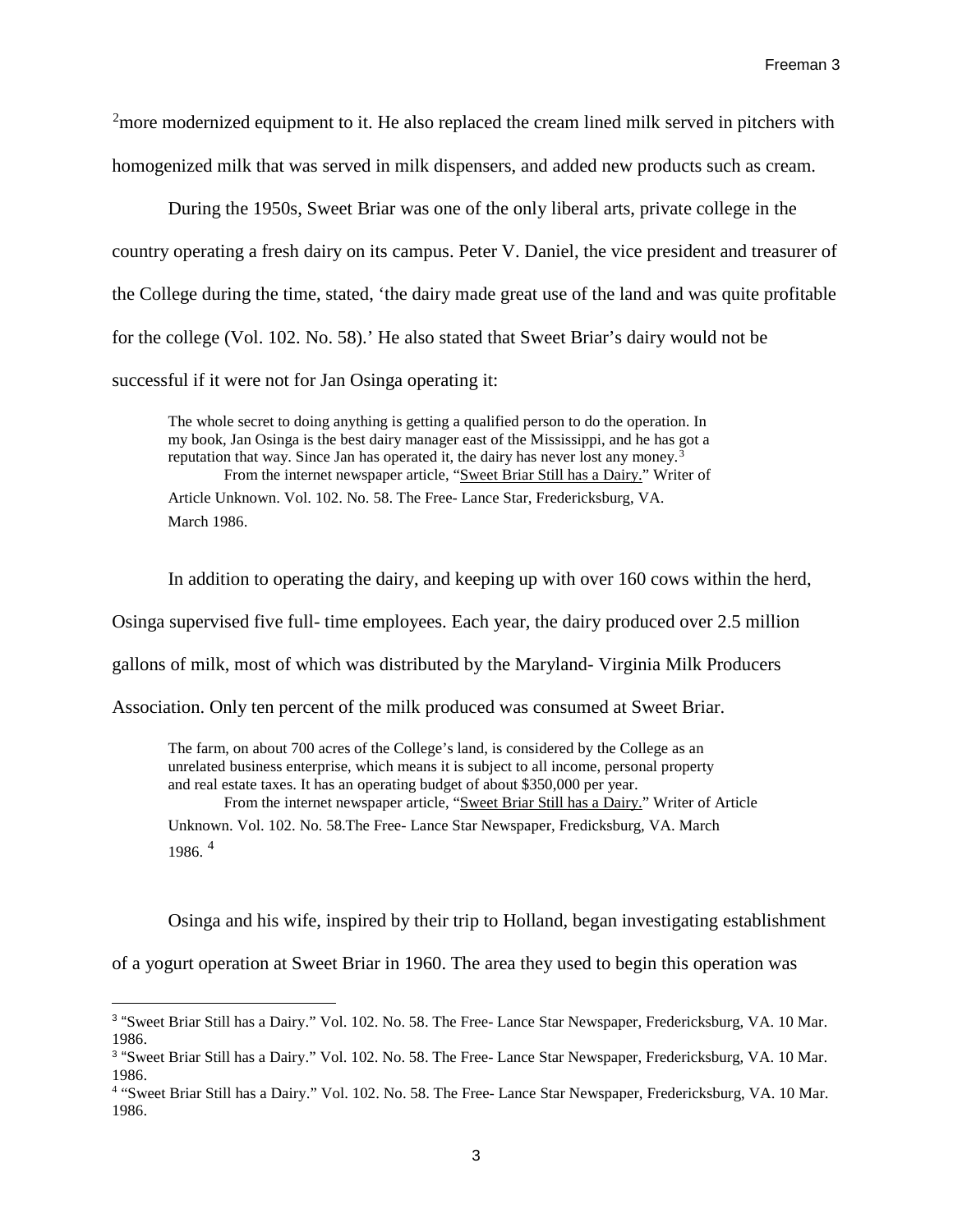[2]more modernized equipment to it. He also replaced the cream lined milk served in pitchers with homogenized milk that was served in milk dispensers, and added new products such as cream.

During the 1950s, Sweet Briar was one of the only liberal arts, private college in the country operating a fresh dairy on its campus. Peter V. Daniel, the vice president and treasurer of the College during the time, stated, 'the dairy made great use of the land and was quite profitable for the college (Vol. 102. No. 58).' He also stated that Sweet Briar's dairy would not be successful if it were not for Jan Osinga operating it:

> The whole secret to doing anything is getting a qualified person to do the operation. In my book, Jan Osinga is the best dairy manager east of the Mississippi, and he has got a reputation that way. Since Jan has operated it, the dairy has never lost any money.[3]
>
> From the internet newspaper article, "Sweet Briar Still has a Dairy." Writer of Article Unknown. Vol. 102. No. 58. The Free- Lance Star, Fredericksburg, VA. March 1986.

In addition to operating the dairy, and keeping up with over 160 cows within the herd, Osinga supervised five full- time employees. Each year, the dairy produced over 2.5 million gallons of milk, most of which was distributed by the Maryland- Virginia Milk Producers Association. Only ten percent of the milk produced was consumed at Sweet Briar.

> The farm, on about 700 acres of the College's land, is considered by the College as an unrelated business enterprise, which means it is subject to all income, personal property and real estate taxes. It has an operating budget of about $350,000 per year.
>
> From the internet newspaper article, "Sweet Briar Still has a Dairy." Writer of Article Unknown. Vol. 102. No. 58.The Free- Lance Star Newspaper, Fredicksburg, VA. March 1986. [4]

Osinga and his wife, inspired by their trip to Holland, began investigating establishment of a yogurt operation at Sweet Briar in 1960. The area they used to begin this operation was

---

[3] "Sweet Briar Still has a Dairy." Vol. 102. No. 58. The Free- Lance Star Newspaper, Fredericksburg, VA. 10 Mar. 1986.

[3] "Sweet Briar Still has a Dairy." Vol. 102. No. 58. The Free- Lance Star Newspaper, Fredericksburg, VA. 10 Mar. 1986.

[4] "Sweet Briar Still has a Dairy." Vol. 102. No. 58. The Free- Lance Star Newspaper, Fredericksburg, VA. 10 Mar. 1986.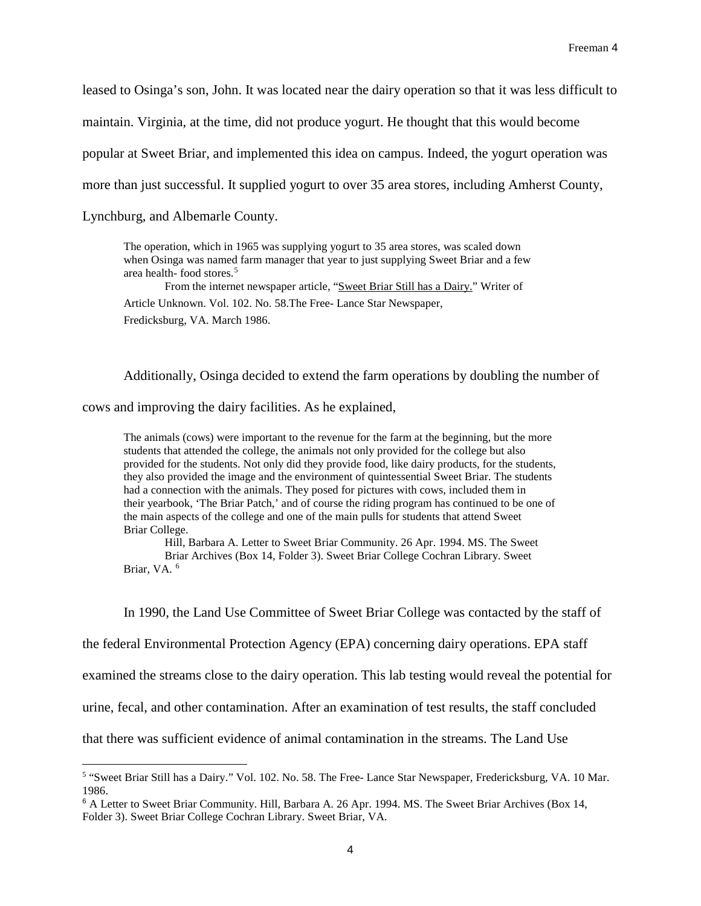leased to Osinga's son, John. It was located near the dairy operation so that it was less difficult to maintain. Virginia, at the time, did not produce yogurt. He thought that this would become popular at Sweet Briar, and implemented this idea on campus. Indeed, the yogurt operation was more than just successful. It supplied yogurt to over 35 area stores, including Amherst County, Lynchburg, and Albemarle County.

> The operation, which in 1965 was supplying yogurt to 35 area stores, was scaled down when Osinga was named farm manager that year to just supplying Sweet Briar and a few area health- food stores.[5]
>
> From the internet newspaper article, "Sweet Briar Still has a Dairy." Writer of Article Unknown. Vol. 102. No. 58.The Free- Lance Star Newspaper, Fredicksburg, VA. March 1986.

Additionally, Osinga decided to extend the farm operations by doubling the number of cows and improving the dairy facilities. As he explained,

> The animals (cows) were important to the revenue for the farm at the beginning, but the more students that attended the college, the animals not only provided for the college but also provided for the students. Not only did they provide food, like dairy products, for the students, they also provided the image and the environment of quintessential Sweet Briar. The students had a connection with the animals. They posed for pictures with cows, included them in their yearbook, 'The Briar Patch,' and of course the riding program has continued to be one of the main aspects of the college and one of the main pulls for students that attend Sweet Briar College.
>
> Hill, Barbara A. Letter to Sweet Briar Community. 26 Apr. 1994. MS. The Sweet Briar Archives (Box 14, Folder 3). Sweet Briar College Cochran Library. Sweet Briar, VA.[6]

In 1990, the Land Use Committee of Sweet Briar College was contacted by the staff of the federal Environmental Protection Agency (EPA) concerning dairy operations. EPA staff examined the streams close to the dairy operation. This lab testing would reveal the potential for urine, fecal, and other contamination. After an examination of test results, the staff concluded that there was sufficient evidence of animal contamination in the streams. The Land Use

---

[5] "Sweet Briar Still has a Dairy." Vol. 102. No. 58. The Free- Lance Star Newspaper, Fredericksburg, VA. 10 Mar. 1986.

[6] A Letter to Sweet Briar Community. Hill, Barbara A. 26 Apr. 1994. MS. The Sweet Briar Archives (Box 14, Folder 3). Sweet Briar College Cochran Library. Sweet Briar, VA.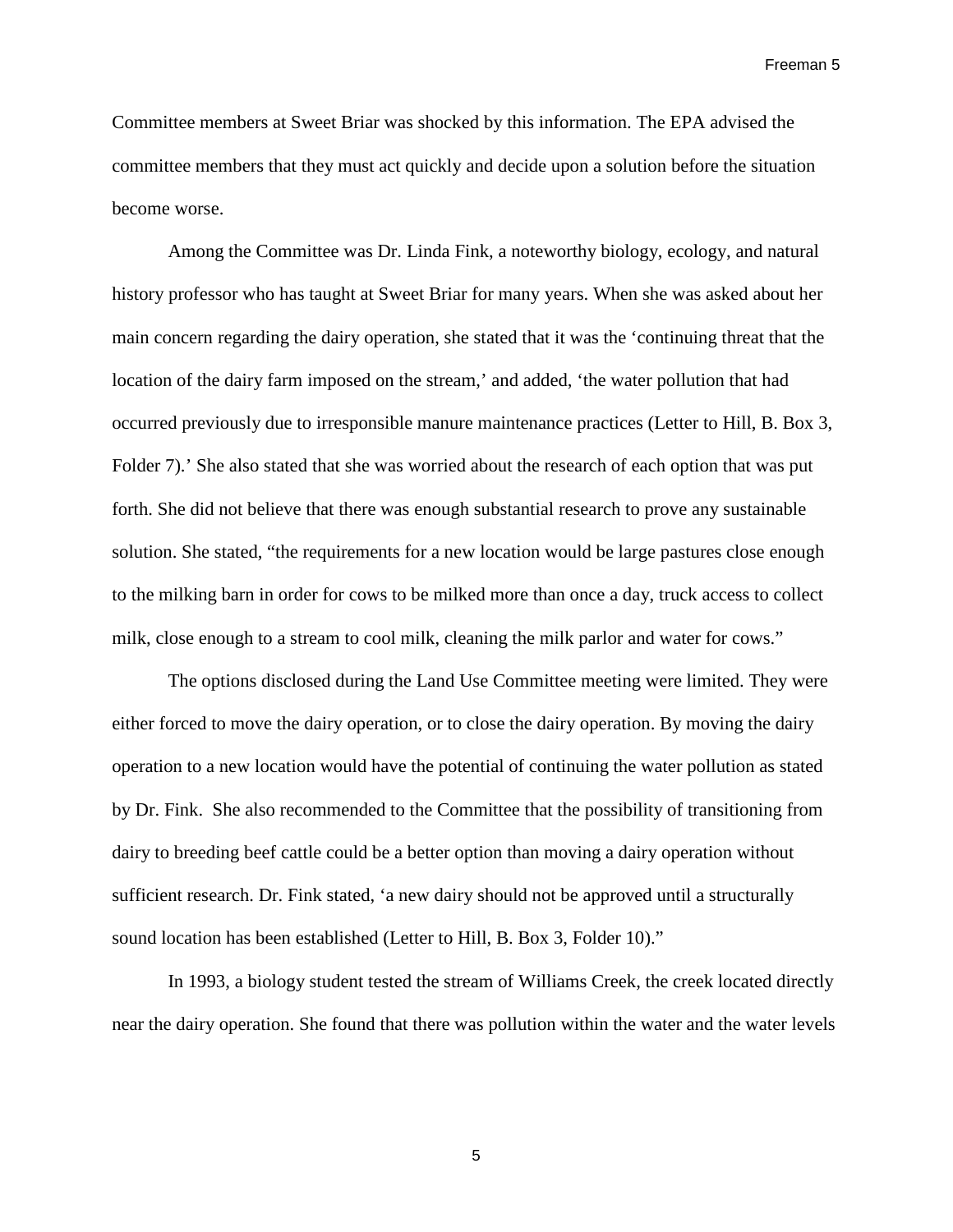Committee members at Sweet Briar was shocked by this information. The EPA advised the committee members that they must act quickly and decide upon a solution before the situation become worse.

Among the Committee was Dr. Linda Fink, a noteworthy biology, ecology, and natural history professor who has taught at Sweet Briar for many years. When she was asked about her main concern regarding the dairy operation, she stated that it was the 'continuing threat that the location of the dairy farm imposed on the stream,' and added, 'the water pollution that had occurred previously due to irresponsible manure maintenance practices (Letter to Hill, B. Box 3, Folder 7).' She also stated that she was worried about the research of each option that was put forth. She did not believe that there was enough substantial research to prove any sustainable solution. She stated, "the requirements for a new location would be large pastures close enough to the milking barn in order for cows to be milked more than once a day, truck access to collect milk, close enough to a stream to cool milk, cleaning the milk parlor and water for cows."

The options disclosed during the Land Use Committee meeting were limited. They were either forced to move the dairy operation, or to close the dairy operation. By moving the dairy operation to a new location would have the potential of continuing the water pollution as stated by Dr. Fink. She also recommended to the Committee that the possibility of transitioning from dairy to breeding beef cattle could be a better option than moving a dairy operation without sufficient research. Dr. Fink stated, 'a new dairy should not be approved until a structurally sound location has been established (Letter to Hill, B. Box 3, Folder 10)."

In 1993, a biology student tested the stream of Williams Creek, the creek located directly near the dairy operation. She found that there was pollution within the water and the water levels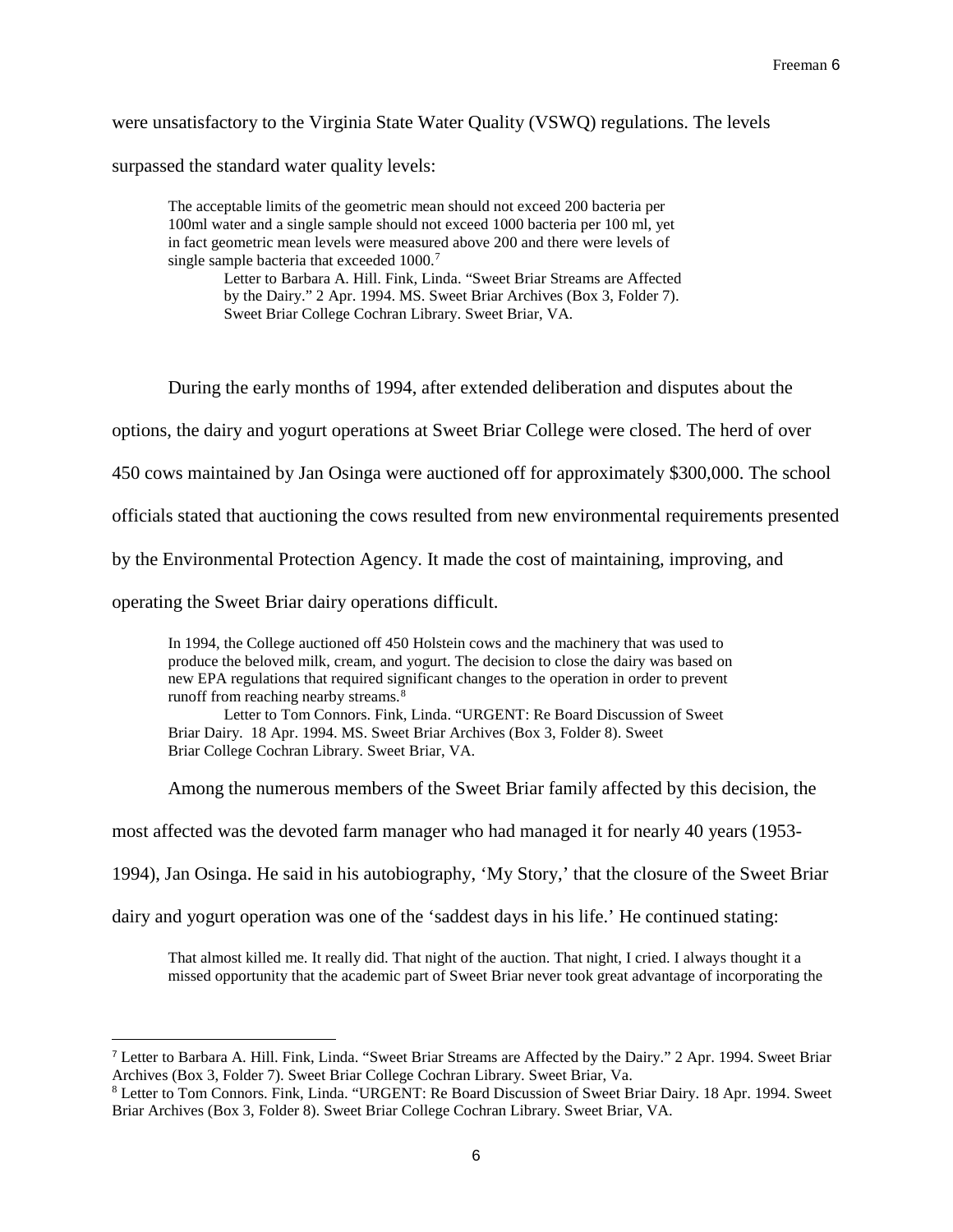were unsatisfactory to the Virginia State Water Quality (VSWQ) regulations. The levels surpassed the standard water quality levels:

> The acceptable limits of the geometric mean should not exceed 200 bacteria per 100ml water and a single sample should not exceed 1000 bacteria per 100 ml, yet in fact geometric mean levels were measured above 200 and there were levels of single sample bacteria that exceeded 1000.[7]
>
> Letter to Barbara A. Hill. Fink, Linda. "Sweet Briar Streams are Affected by the Dairy." 2 Apr. 1994. MS. Sweet Briar Archives (Box 3, Folder 7). Sweet Briar College Cochran Library. Sweet Briar, VA.

During the early months of 1994, after extended deliberation and disputes about the options, the dairy and yogurt operations at Sweet Briar College were closed. The herd of over 450 cows maintained by Jan Osinga were auctioned off for approximately $300,000. The school officials stated that auctioning the cows resulted from new environmental requirements presented by the Environmental Protection Agency. It made the cost of maintaining, improving, and operating the Sweet Briar dairy operations difficult.

> In 1994, the College auctioned off 450 Holstein cows and the machinery that was used to produce the beloved milk, cream, and yogurt. The decision to close the dairy was based on new EPA regulations that required significant changes to the operation in order to prevent runoff from reaching nearby streams.[8]
>
> Letter to Tom Connors. Fink, Linda. "URGENT: Re Board Discussion of Sweet Briar Dairy. 18 Apr. 1994. MS. Sweet Briar Archives (Box 3, Folder 8). Sweet Briar College Cochran Library. Sweet Briar, VA.

Among the numerous members of the Sweet Briar family affected by this decision, the most affected was the devoted farm manager who had managed it for nearly 40 years (1953-1994), Jan Osinga. He said in his autobiography, 'My Story,' that the closure of the Sweet Briar dairy and yogurt operation was one of the 'saddest days in his life.' He continued stating:

> That almost killed me. It really did. That night of the auction. That night, I cried. I always thought it a missed opportunity that the academic part of Sweet Briar never took great advantage of incorporating the

[7] Letter to Barbara A. Hill. Fink, Linda. "Sweet Briar Streams are Affected by the Dairy." 2 Apr. 1994. Sweet Briar Archives (Box 3, Folder 7). Sweet Briar College Cochran Library. Sweet Briar, Va.

[8] Letter to Tom Connors. Fink, Linda. "URGENT: Re Board Discussion of Sweet Briar Dairy. 18 Apr. 1994. Sweet Briar Archives (Box 3, Folder 8). Sweet Briar College Cochran Library. Sweet Briar, VA.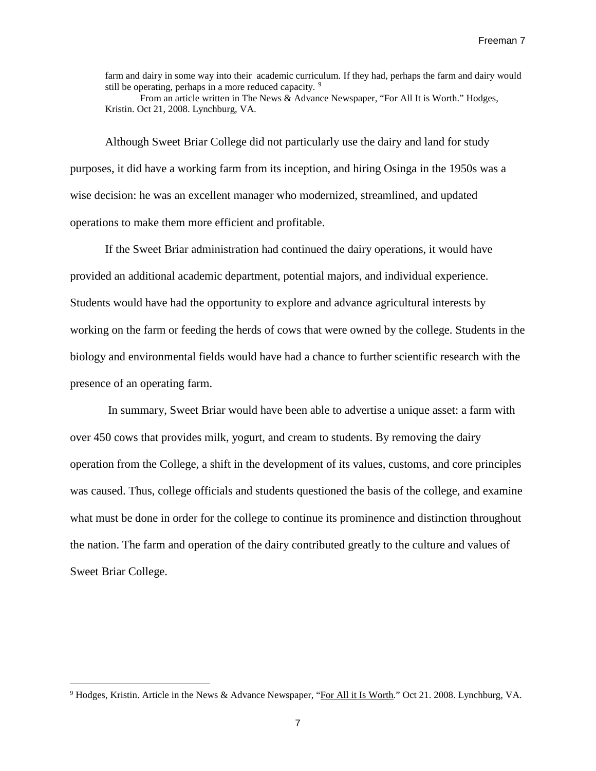> farm and dairy in some way into their academic curriculum. If they had, perhaps the farm and dairy would still be operating, perhaps in a more reduced capacity. [9]
>
> From an article written in The News & Advance Newspaper, "For All It is Worth." Hodges, Kristin. Oct 21, 2008. Lynchburg, VA.

Although Sweet Briar College did not particularly use the dairy and land for study purposes, it did have a working farm from its inception, and hiring Osinga in the 1950s was a wise decision: he was an excellent manager who modernized, streamlined, and updated operations to make them more efficient and profitable.

If the Sweet Briar administration had continued the dairy operations, it would have provided an additional academic department, potential majors, and individual experience. Students would have had the opportunity to explore and advance agricultural interests by working on the farm or feeding the herds of cows that were owned by the college. Students in the biology and environmental fields would have had a chance to further scientific research with the presence of an operating farm.

In summary, Sweet Briar would have been able to advertise a unique asset: a farm with over 450 cows that provides milk, yogurt, and cream to students. By removing the dairy operation from the College, a shift in the development of its values, customs, and core principles was caused. Thus, college officials and students questioned the basis of the college, and examine what must be done in order for the college to continue its prominence and distinction throughout the nation. The farm and operation of the dairy contributed greatly to the culture and values of Sweet Briar College.

---

[9] Hodges, Kristin. Article in the News & Advance Newspaper, "For All it Is Worth." Oct 21. 2008. Lynchburg, VA.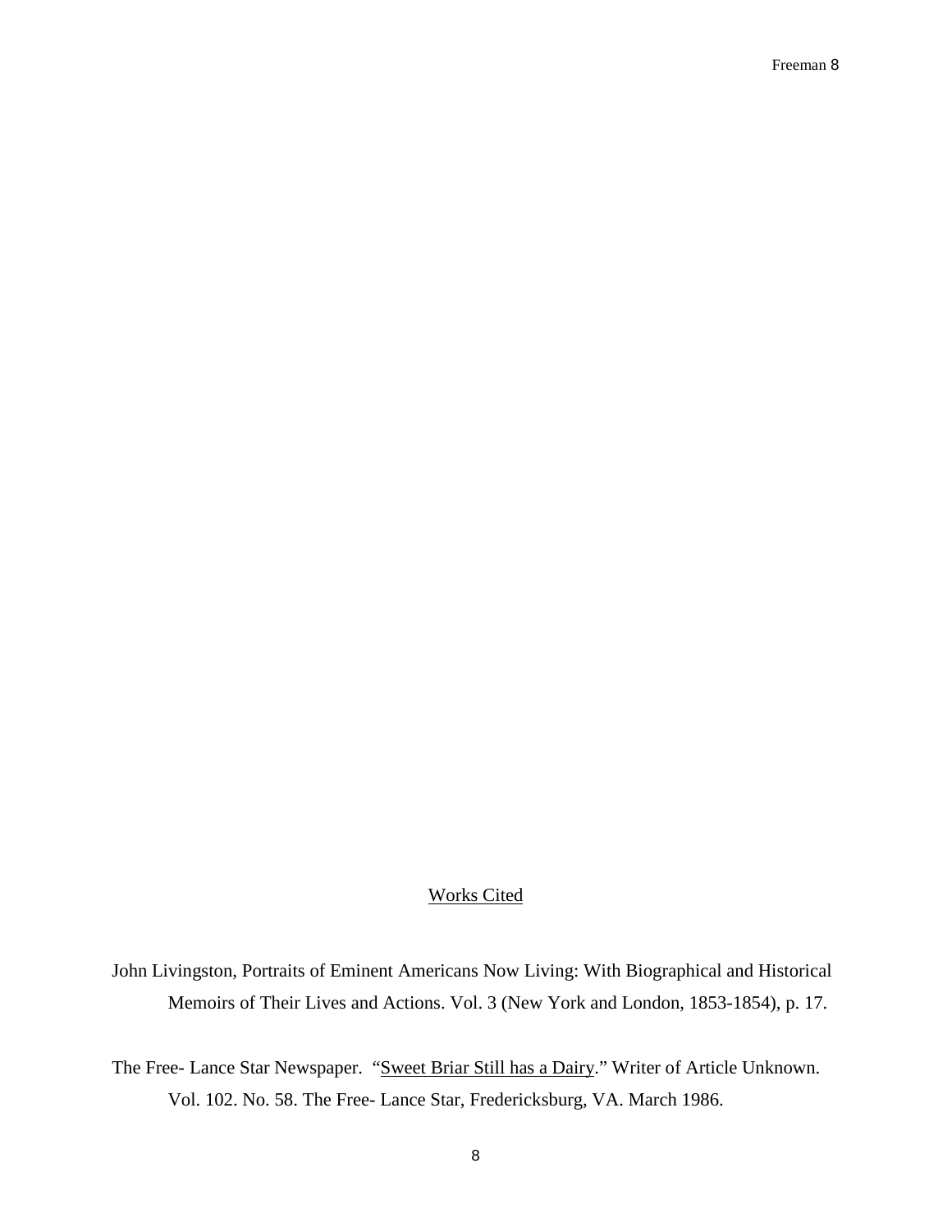## Works Cited

John Livingston, Portraits of Eminent Americans Now Living: With Biographical and Historical Memoirs of Their Lives and Actions. Vol. 3 (New York and London, 1853-1854), p. 17.

The Free- Lance Star Newspaper. "Sweet Briar Still has a Dairy." Writer of Article Unknown. Vol. 102. No. 58. The Free- Lance Star, Fredericksburg, VA. March 1986.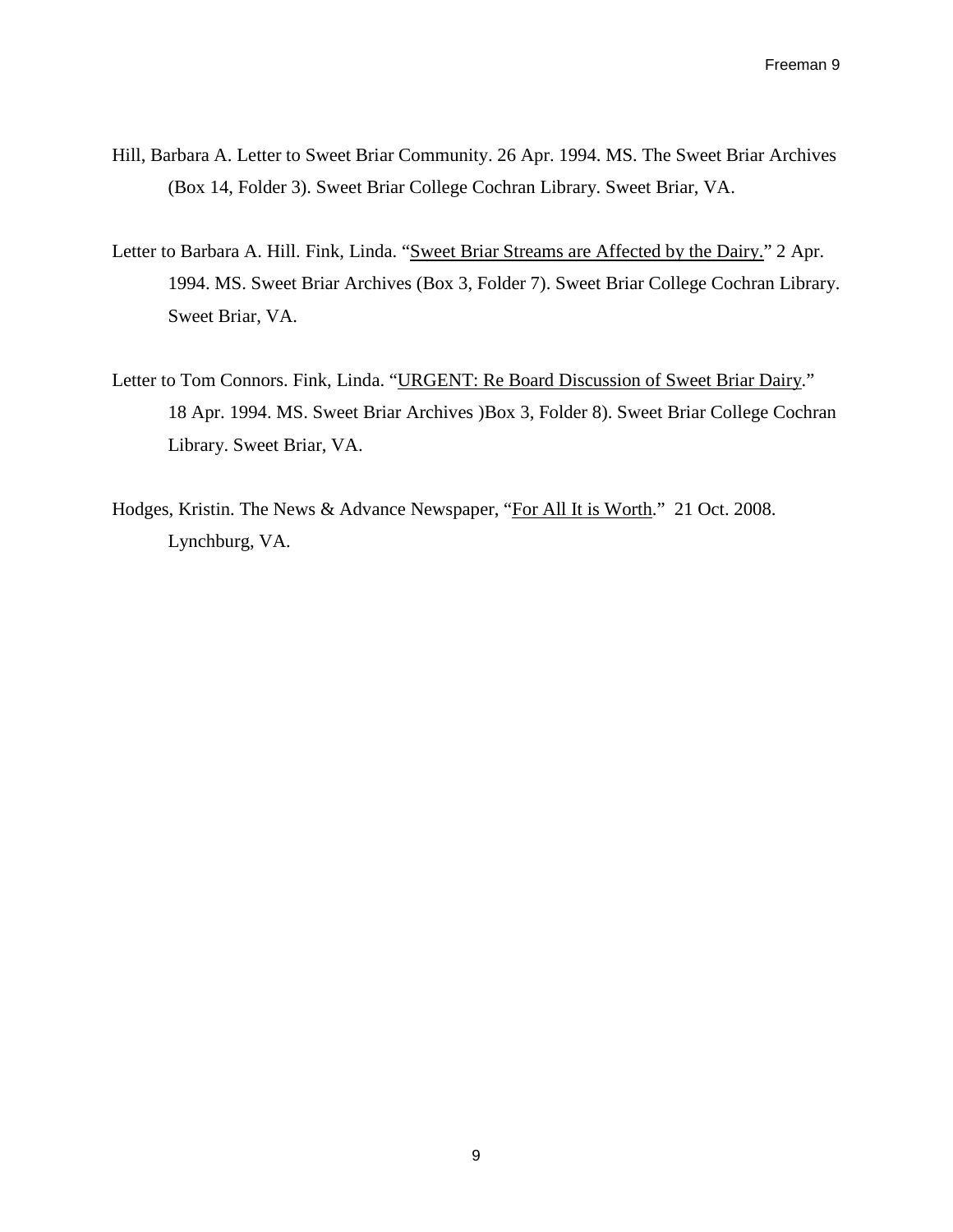Hill, Barbara A. Letter to Sweet Briar Community. 26 Apr. 1994. MS. The Sweet Briar Archives (Box 14, Folder 3). Sweet Briar College Cochran Library. Sweet Briar, VA.

Letter to Barbara A. Hill. Fink, Linda. "<u>Sweet Briar Streams are Affected by the Dairy.</u>" 2 Apr. 1994. MS. Sweet Briar Archives (Box 3, Folder 7). Sweet Briar College Cochran Library. Sweet Briar, VA.

Letter to Tom Connors. Fink, Linda. "<u>URGENT: Re Board Discussion of Sweet Briar Dairy</u>." 18 Apr. 1994. MS. Sweet Briar Archives )Box 3, Folder 8). Sweet Briar College Cochran Library. Sweet Briar, VA.

Hodges, Kristin. The News & Advance Newspaper, "<u>For All It is Worth</u>." 21 Oct. 2008. Lynchburg, VA.